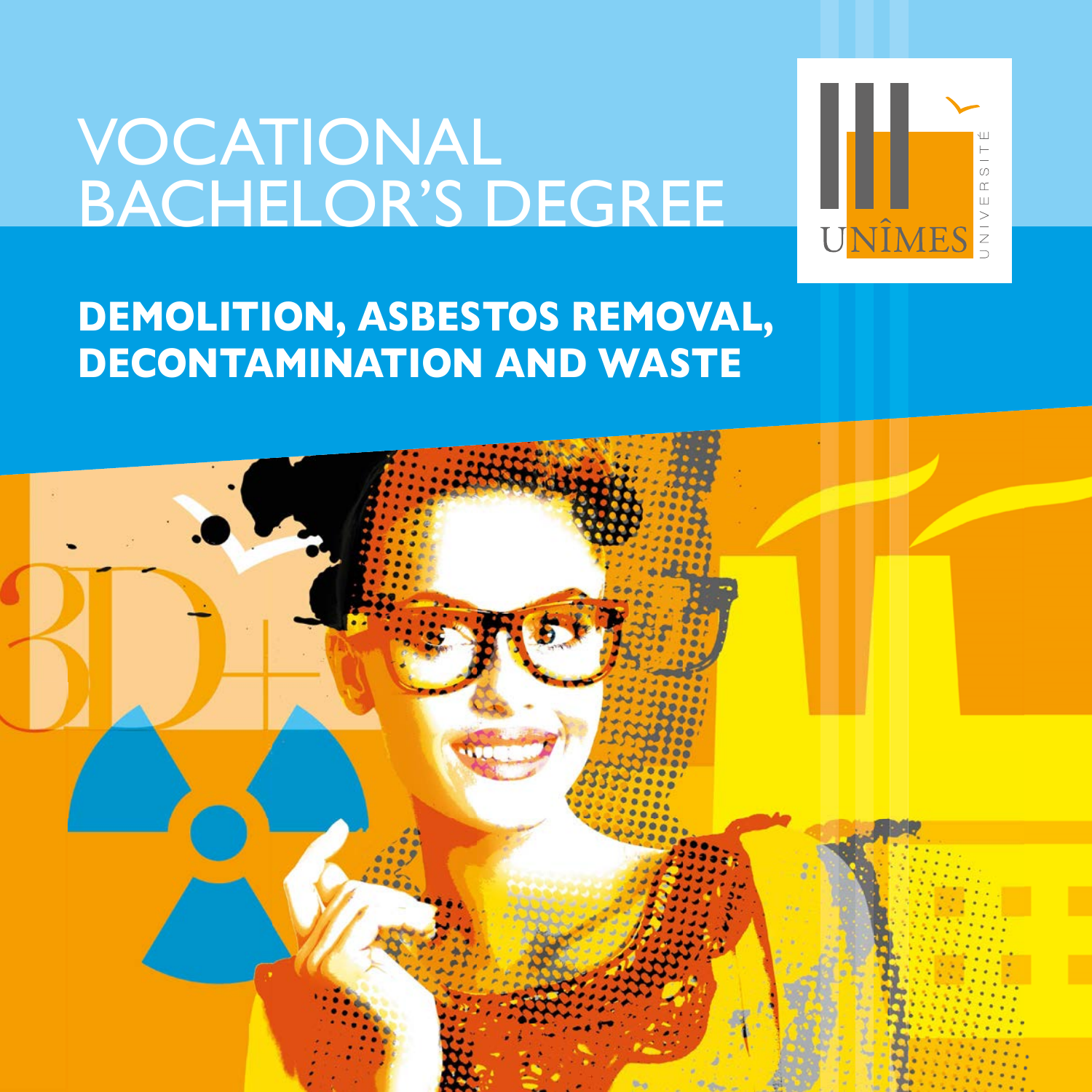# VOCATIONAL BACHELOR'S DEGREE

## DEMOLITION, ASBESTOS REMOVAL, DECONTAMINATION AND WASTE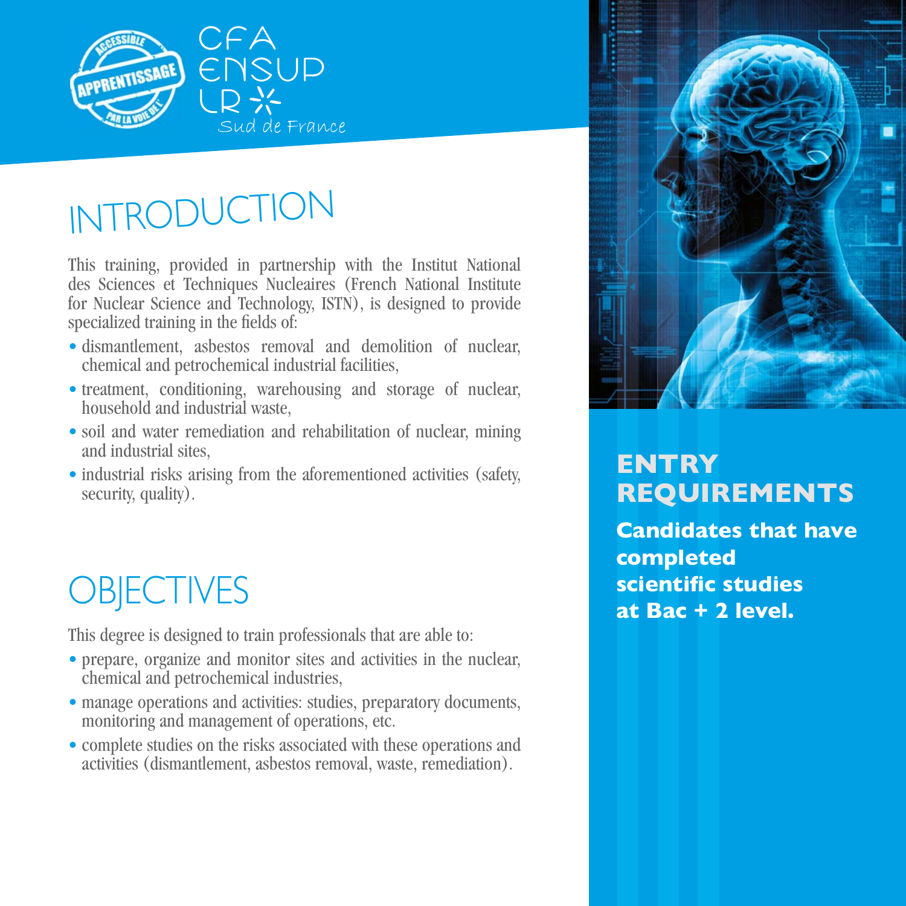CFA ENSUP LR Sud de France

# INTRODUCTION

This training, provided in partnership with the Institut National des Sciences et Techniques Nucleaires (French National Institute for Nuclear Science and Technology, ISTN), is designed to provide specialized training in the fields of:

- dismantlement, asbestos removal and demolition of nuclear, chemical and petrochemical industrial facilities,
- treatment, conditioning, warehousing and storage of nuclear, household and industrial waste,
- soil and water remediation and rehabilitation of nuclear, mining and industrial sites,
- industrial risks arising from the aforementioned activities (safety, security, quality).

# OBJECTIVES

This degree is designed to train professionals that are able to:

- prepare, organize and monitor sites and activities in the nuclear, chemical and petrochemical industries,
- manage operations and activities: studies, preparatory documents, monitoring and management of operations, etc.
- complete studies on the risks associated with these operations and activities (dismantlement, asbestos removal, waste, remediation).

## ENTRY REQUIREMENTS

**Candidates that have completed scientific studies at Bac + 2 level.**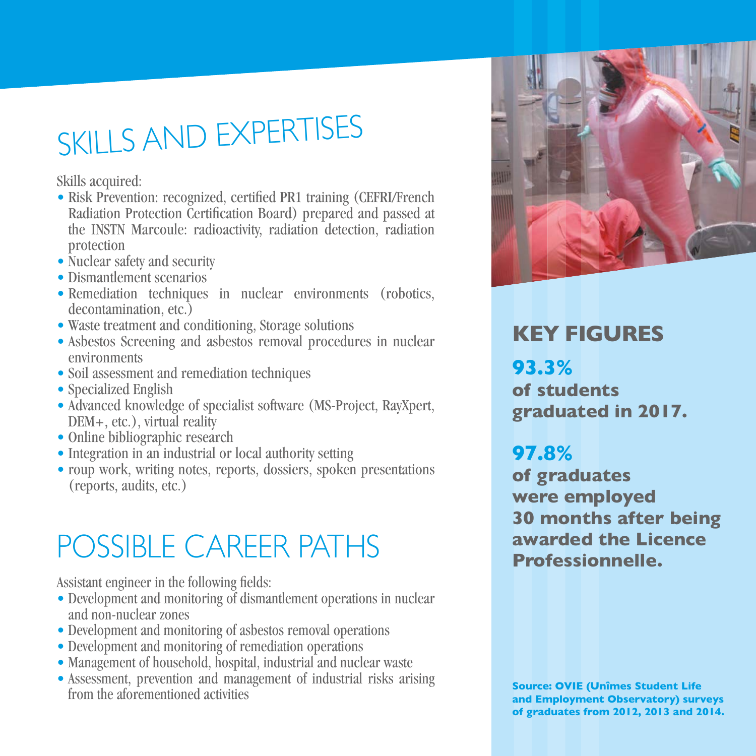# SKILLS AND EXPERTISES

Skills acquired:

- Risk Prevention: recognized, certified PR1 training (CEFRI/French Radiation Protection Certification Board) prepared and passed at the INSTN Marcoule: radioactivity, radiation detection, radiation protection
- Nuclear safety and security
- Dismantlement scenarios
- Remediation techniques in nuclear environments (robotics, decontamination, etc.)
- Waste treatment and conditioning, Storage solutions
- Asbestos Screening and asbestos removal procedures in nuclear environments
- Soil assessment and remediation techniques
- Specialized English
- Advanced knowledge of specialist software (MS-Project, RayXpert, DEM+, etc.), virtual reality
- Online bibliographic research
- Integration in an industrial or local authority setting
- roup work, writing notes, reports, dossiers, spoken presentations (reports, audits, etc.)

# POSSIBLE CAREER PATHS

Assistant engineer in the following fields:

- Development and monitoring of dismantlement operations in nuclear and non-nuclear zones
- Development and monitoring of asbestos removal operations
- Development and monitoring of remediation operations
- Management of household, hospital, industrial and nuclear waste
- Assessment, prevention and management of industrial risks arising from the aforementioned activities

## KEY FIGURES

**93.3%**
**of students graduated in 2017.**

**97.8%**
**of graduates were employed 30 months after being awarded the Licence Professionnelle.**

**Source: OVIE (Unîmes Student Life and Employment Observatory) surveys of graduates from 2012, 2013 and 2014.**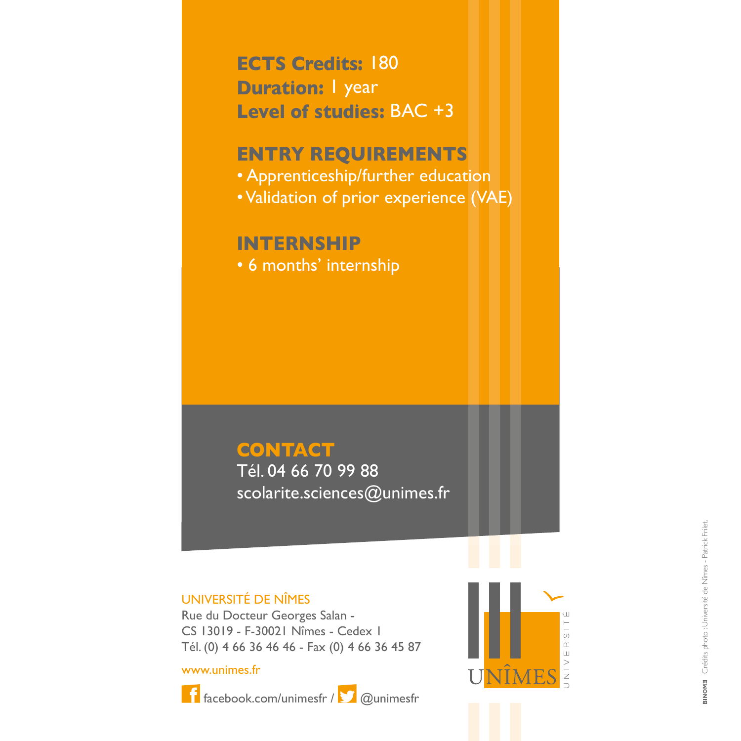**ECTS Credits:** 180
**Duration:** 1 year
**Level of studies:** BAC +3

## ENTRY REQUIREMENTS

- Apprenticeship/further education
- Validation of prior experience (VAE)

## INTERNSHIP

- 6 months' internship

## CONTACT

Tél. 04 66 70 99 88
scolarite.sciences@unimes.fr

UNIVERSITÉ DE NÎMES
Rue du Docteur Georges Salan -
CS 13019 - F-30021 Nîmes - Cedex 1
Tél. (0) 4 66 36 46 46 - Fax (0) 4 66 36 45 87

www.unimes.fr

facebook.com/unimesfr / @unimesfr

UNÎMES UNIVERSITÉ

BINOM3 Crédits photo : Université de Nîmes - Patrick Frilet.